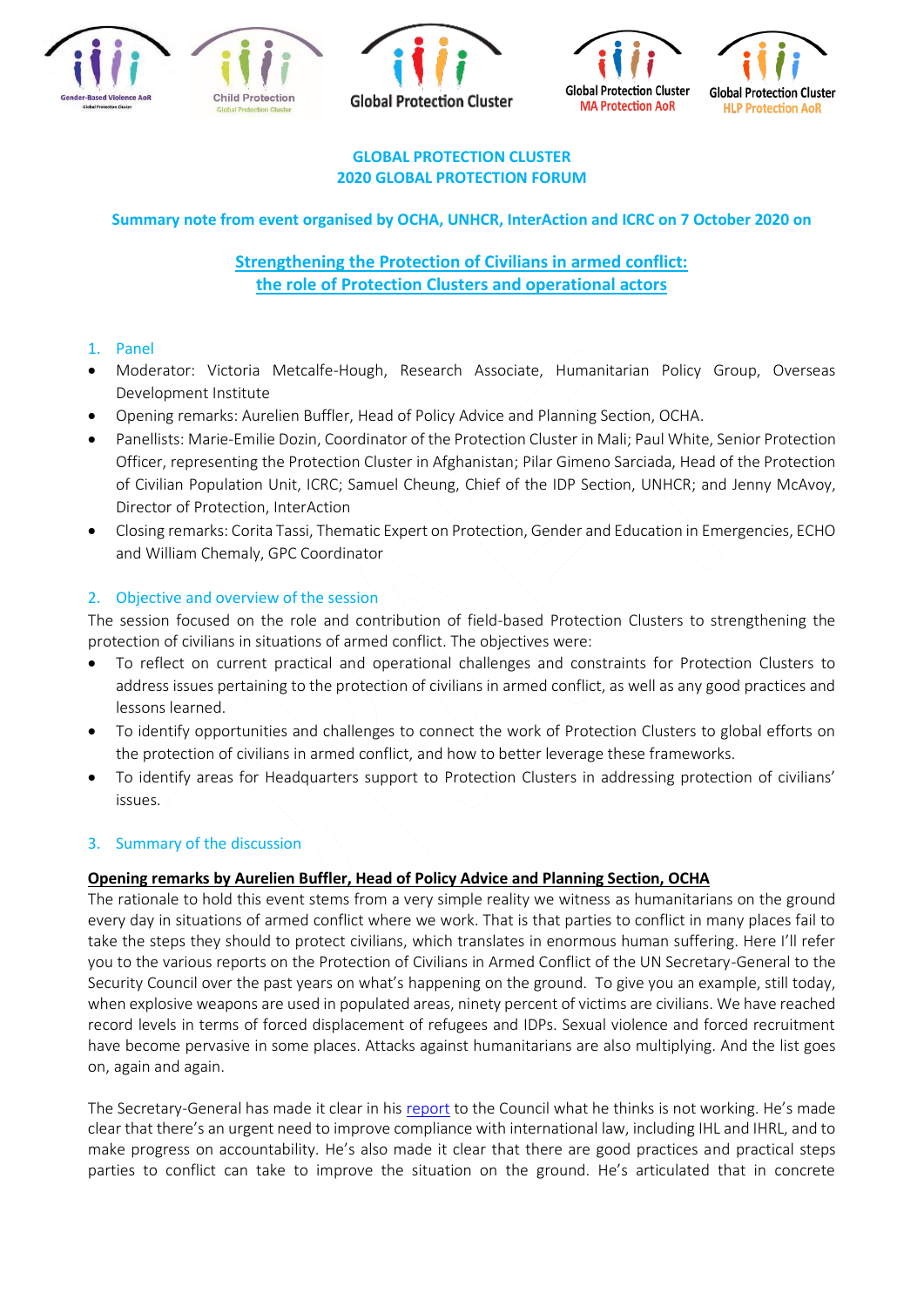# GLOBAL PROTECTION CLUSTER
# 2020 GLOBAL PROTECTION FORUM

**Summary note from event organised by OCHA, UNHCR, InterAction and ICRC on 7 October 2020 on**

## Strengthening the Protection of Civilians in armed conflict: the role of Protection Clusters and operational actors

### 1. Panel

- Moderator: Victoria Metcalfe-Hough, Research Associate, Humanitarian Policy Group, Overseas Development Institute
- Opening remarks: Aurelien Buffler, Head of Policy Advice and Planning Section, OCHA.
- Panellists: Marie-Emilie Dozin, Coordinator of the Protection Cluster in Mali; Paul White, Senior Protection Officer, representing the Protection Cluster in Afghanistan; Pilar Gimeno Sarciada, Head of the Protection of Civilian Population Unit, ICRC; Samuel Cheung, Chief of the IDP Section, UNHCR; and Jenny McAvoy, Director of Protection, InterAction
- Closing remarks: Corita Tassi, Thematic Expert on Protection, Gender and Education in Emergencies, ECHO and William Chemaly, GPC Coordinator

### 2. Objective and overview of the session

The session focused on the role and contribution of field-based Protection Clusters to strengthening the protection of civilians in situations of armed conflict. The objectives were:

- To reflect on current practical and operational challenges and constraints for Protection Clusters to address issues pertaining to the protection of civilians in armed conflict, as well as any good practices and lessons learned.
- To identify opportunities and challenges to connect the work of Protection Clusters to global efforts on the protection of civilians in armed conflict, and how to better leverage these frameworks.
- To identify areas for Headquarters support to Protection Clusters in addressing protection of civilians' issues.

### 3. Summary of the discussion

**Opening remarks by Aurelien Buffler, Head of Policy Advice and Planning Section, OCHA**

The rationale to hold this event stems from a very simple reality we witness as humanitarians on the ground every day in situations of armed conflict where we work. That is that parties to conflict in many places fail to take the steps they should to protect civilians, which translates in enormous human suffering. Here I'll refer you to the various reports on the Protection of Civilians in Armed Conflict of the UN Secretary-General to the Security Council over the past years on what's happening on the ground. To give you an example, still today, when explosive weapons are used in populated areas, ninety percent of victims are civilians. We have reached record levels in terms of forced displacement of refugees and IDPs. Sexual violence and forced recruitment have become pervasive in some places. Attacks against humanitarians are also multiplying. And the list goes on, again and again.

The Secretary-General has made it clear in his report to the Council what he thinks is not working. He's made clear that there's an urgent need to improve compliance with international law, including IHL and IHRL, and to make progress on accountability. He's also made it clear that there are good practices and practical steps parties to conflict can take to improve the situation on the ground. He's articulated that in concrete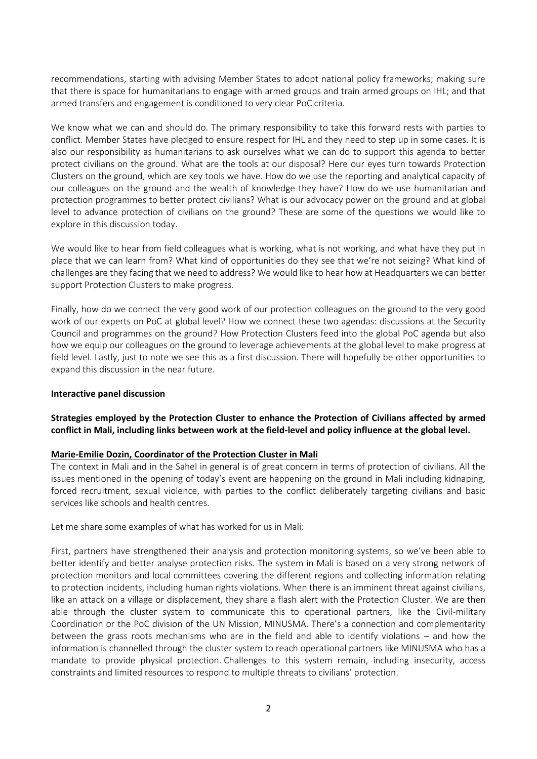recommendations, starting with advising Member States to adopt national policy frameworks; making sure that there is space for humanitarians to engage with armed groups and train armed groups on IHL; and that armed transfers and engagement is conditioned to very clear PoC criteria.

We know what we can and should do. The primary responsibility to take this forward rests with parties to conflict. Member States have pledged to ensure respect for IHL and they need to step up in some cases. It is also our responsibility as humanitarians to ask ourselves what we can do to support this agenda to better protect civilians on the ground. What are the tools at our disposal? Here our eyes turn towards Protection Clusters on the ground, which are key tools we have. How do we use the reporting and analytical capacity of our colleagues on the ground and the wealth of knowledge they have? How do we use humanitarian and protection programmes to better protect civilians? What is our advocacy power on the ground and at global level to advance protection of civilians on the ground? These are some of the questions we would like to explore in this discussion today.

We would like to hear from field colleagues what is working, what is not working, and what have they put in place that we can learn from? What kind of opportunities do they see that we're not seizing? What kind of challenges are they facing that we need to address? We would like to hear how at Headquarters we can better support Protection Clusters to make progress.

Finally, how do we connect the very good work of our protection colleagues on the ground to the very good work of our experts on PoC at global level? How we connect these two agendas: discussions at the Security Council and programmes on the ground? How Protection Clusters feed into the global PoC agenda but also how we equip our colleagues on the ground to leverage achievements at the global level to make progress at field level. Lastly, just to note we see this as a first discussion. There will hopefully be other opportunities to expand this discussion in the near future.

**Interactive panel discussion**

**Strategies employed by the Protection Cluster to enhance the Protection of Civilians affected by armed conflict in Mali, including links between work at the field-level and policy influence at the global level.**

**Marie-Emilie Dozin, Coordinator of the Protection Cluster in Mali**

The context in Mali and in the Sahel in general is of great concern in terms of protection of civilians. All the issues mentioned in the opening of today's event are happening on the ground in Mali including kidnaping, forced recruitment, sexual violence, with parties to the conflict deliberately targeting civilians and basic services like schools and health centres.

Let me share some examples of what has worked for us in Mali:

First, partners have strengthened their analysis and protection monitoring systems, so we've been able to better identify and better analyse protection risks. The system in Mali is based on a very strong network of protection monitors and local committees covering the different regions and collecting information relating to protection incidents, including human rights violations. When there is an imminent threat against civilians, like an attack on a village or displacement, they share a flash alert with the Protection Cluster. We are then able through the cluster system to communicate this to operational partners, like the Civil-military Coordination or the PoC division of the UN Mission, MINUSMA. There's a connection and complementarity between the grass roots mechanisms who are in the field and able to identify violations – and how the information is channelled through the cluster system to reach operational partners like MINUSMA who has a mandate to provide physical protection. Challenges to this system remain, including insecurity, access constraints and limited resources to respond to multiple threats to civilians' protection.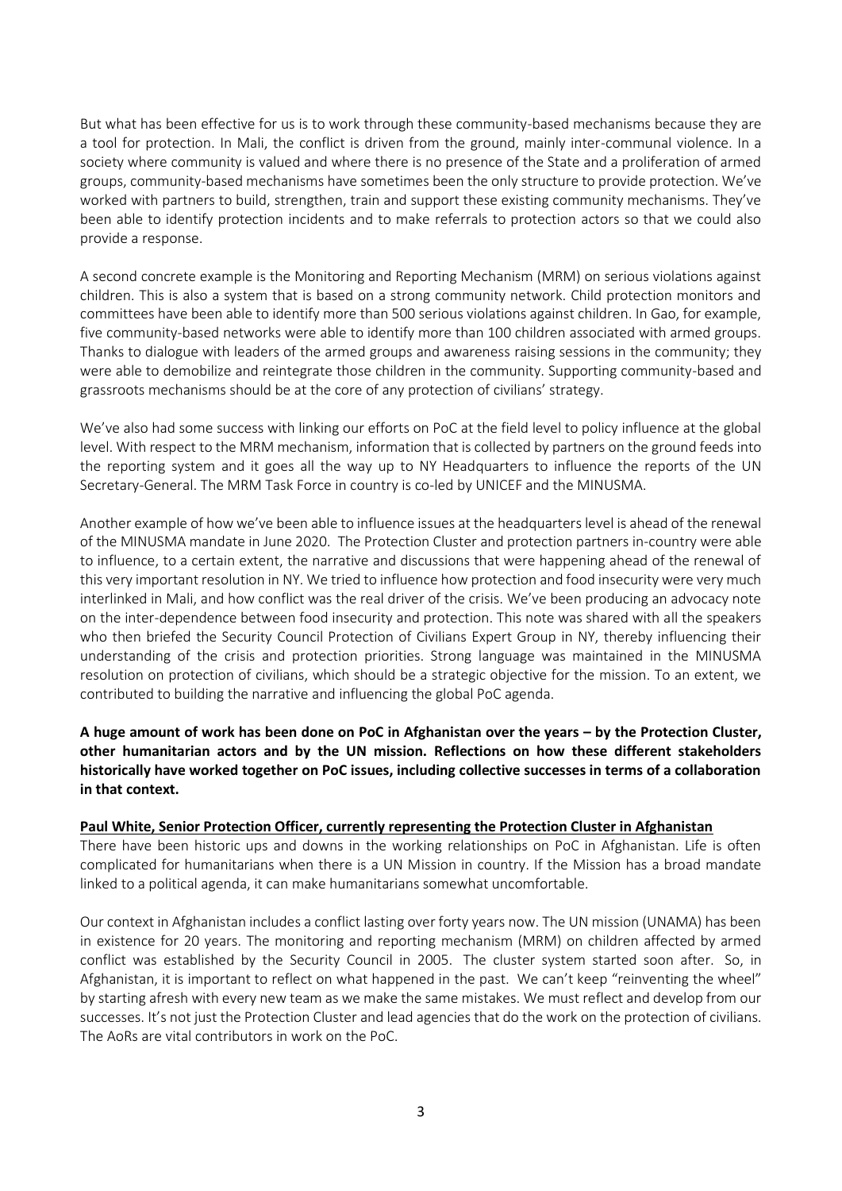But what has been effective for us is to work through these community-based mechanisms because they are a tool for protection. In Mali, the conflict is driven from the ground, mainly inter-communal violence. In a society where community is valued and where there is no presence of the State and a proliferation of armed groups, community-based mechanisms have sometimes been the only structure to provide protection. We've worked with partners to build, strengthen, train and support these existing community mechanisms. They've been able to identify protection incidents and to make referrals to protection actors so that we could also provide a response.

A second concrete example is the Monitoring and Reporting Mechanism (MRM) on serious violations against children. This is also a system that is based on a strong community network. Child protection monitors and committees have been able to identify more than 500 serious violations against children. In Gao, for example, five community-based networks were able to identify more than 100 children associated with armed groups. Thanks to dialogue with leaders of the armed groups and awareness raising sessions in the community; they were able to demobilize and reintegrate those children in the community. Supporting community-based and grassroots mechanisms should be at the core of any protection of civilians' strategy.

We've also had some success with linking our efforts on PoC at the field level to policy influence at the global level. With respect to the MRM mechanism, information that is collected by partners on the ground feeds into the reporting system and it goes all the way up to NY Headquarters to influence the reports of the UN Secretary-General. The MRM Task Force in country is co-led by UNICEF and the MINUSMA.

Another example of how we've been able to influence issues at the headquarters level is ahead of the renewal of the MINUSMA mandate in June 2020. The Protection Cluster and protection partners in-country were able to influence, to a certain extent, the narrative and discussions that were happening ahead of the renewal of this very important resolution in NY. We tried to influence how protection and food insecurity were very much interlinked in Mali, and how conflict was the real driver of the crisis. We've been producing an advocacy note on the inter-dependence between food insecurity and protection. This note was shared with all the speakers who then briefed the Security Council Protection of Civilians Expert Group in NY, thereby influencing their understanding of the crisis and protection priorities. Strong language was maintained in the MINUSMA resolution on protection of civilians, which should be a strategic objective for the mission. To an extent, we contributed to building the narrative and influencing the global PoC agenda.

**A huge amount of work has been done on PoC in Afghanistan over the years – by the Protection Cluster, other humanitarian actors and by the UN mission. Reflections on how these different stakeholders historically have worked together on PoC issues, including collective successes in terms of a collaboration in that context.**

**Paul White, Senior Protection Officer, currently representing the Protection Cluster in Afghanistan**

There have been historic ups and downs in the working relationships on PoC in Afghanistan. Life is often complicated for humanitarians when there is a UN Mission in country. If the Mission has a broad mandate linked to a political agenda, it can make humanitarians somewhat uncomfortable.

Our context in Afghanistan includes a conflict lasting over forty years now. The UN mission (UNAMA) has been in existence for 20 years. The monitoring and reporting mechanism (MRM) on children affected by armed conflict was established by the Security Council in 2005. The cluster system started soon after. So, in Afghanistan, it is important to reflect on what happened in the past. We can't keep "reinventing the wheel" by starting afresh with every new team as we make the same mistakes. We must reflect and develop from our successes. It's not just the Protection Cluster and lead agencies that do the work on the protection of civilians. The AoRs are vital contributors in work on the PoC.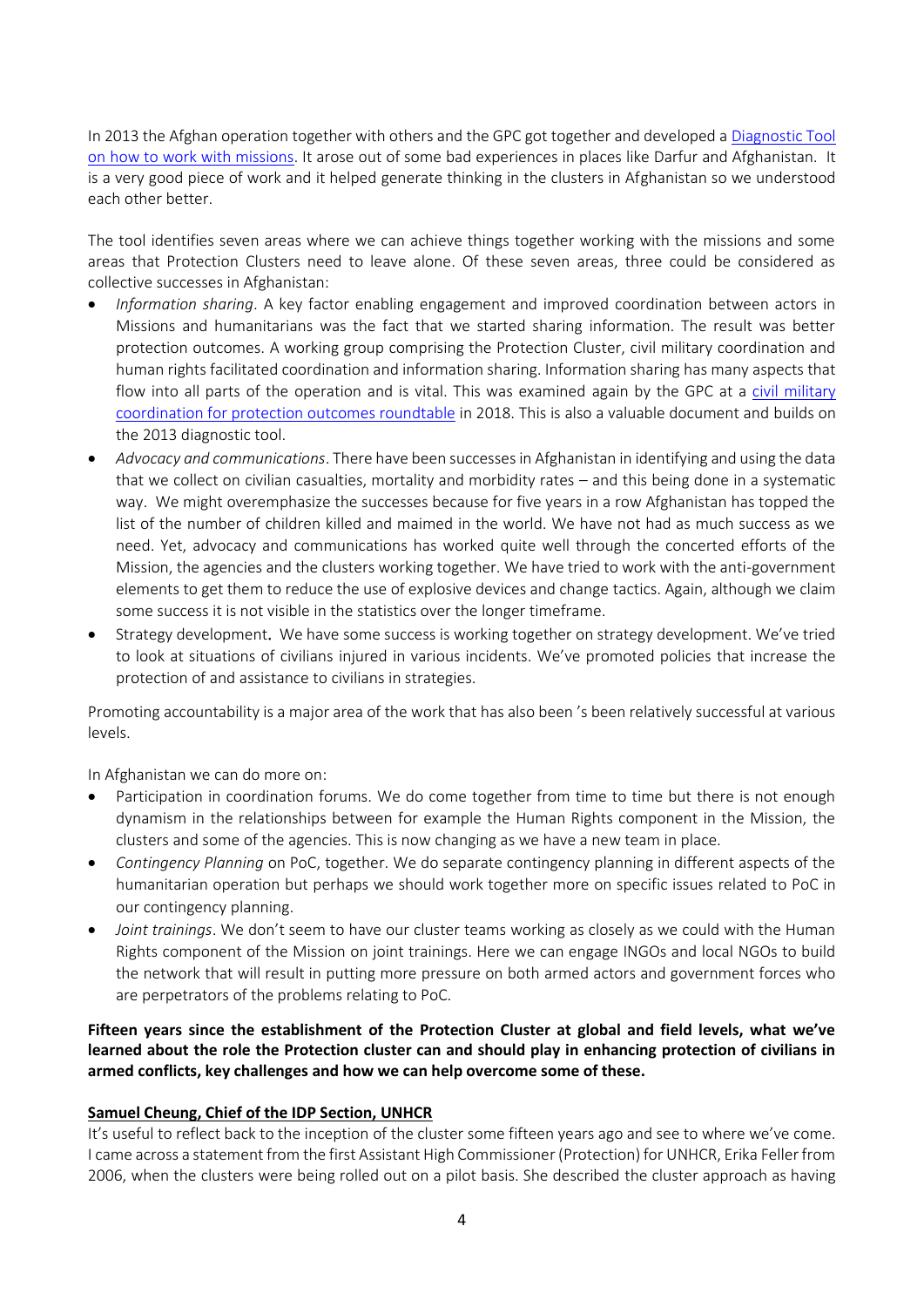In 2013 the Afghan operation together with others and the GPC got together and developed a Diagnostic Tool on how to work with missions. It arose out of some bad experiences in places like Darfur and Afghanistan. It is a very good piece of work and it helped generate thinking in the clusters in Afghanistan so we understood each other better.

The tool identifies seven areas where we can achieve things together working with the missions and some areas that Protection Clusters need to leave alone. Of these seven areas, three could be considered as collective successes in Afghanistan:

- *Information sharing*. A key factor enabling engagement and improved coordination between actors in Missions and humanitarians was the fact that we started sharing information. The result was better protection outcomes. A working group comprising the Protection Cluster, civil military coordination and human rights facilitated coordination and information sharing. Information sharing has many aspects that flow into all parts of the operation and is vital. This was examined again by the GPC at a civil military coordination for protection outcomes roundtable in 2018. This is also a valuable document and builds on the 2013 diagnostic tool.
- *Advocacy and communications*. There have been successes in Afghanistan in identifying and using the data that we collect on civilian casualties, mortality and morbidity rates – and this being done in a systematic way. We might overemphasize the successes because for five years in a row Afghanistan has topped the list of the number of children killed and maimed in the world. We have not had as much success as we need. Yet, advocacy and communications has worked quite well through the concerted efforts of the Mission, the agencies and the clusters working together. We have tried to work with the anti-government elements to get them to reduce the use of explosive devices and change tactics. Again, although we claim some success it is not visible in the statistics over the longer timeframe.
- Strategy development. We have some success is working together on strategy development. We've tried to look at situations of civilians injured in various incidents. We've promoted policies that increase the protection of and assistance to civilians in strategies.

Promoting accountability is a major area of the work that has also been 's been relatively successful at various levels.

In Afghanistan we can do more on:

- Participation in coordination forums. We do come together from time to time but there is not enough dynamism in the relationships between for example the Human Rights component in the Mission, the clusters and some of the agencies. This is now changing as we have a new team in place.
- *Contingency Planning* on PoC, together. We do separate contingency planning in different aspects of the humanitarian operation but perhaps we should work together more on specific issues related to PoC in our contingency planning.
- *Joint trainings*. We don't seem to have our cluster teams working as closely as we could with the Human Rights component of the Mission on joint trainings. Here we can engage INGOs and local NGOs to build the network that will result in putting more pressure on both armed actors and government forces who are perpetrators of the problems relating to PoC.

**Fifteen years since the establishment of the Protection Cluster at global and field levels, what we've learned about the role the Protection cluster can and should play in enhancing protection of civilians in armed conflicts, key challenges and how we can help overcome some of these.**

**Samuel Cheung, Chief of the IDP Section, UNHCR**

It's useful to reflect back to the inception of the cluster some fifteen years ago and see to where we've come. I came across a statement from the first Assistant High Commissioner (Protection) for UNHCR, Erika Feller from 2006, when the clusters were being rolled out on a pilot basis. She described the cluster approach as having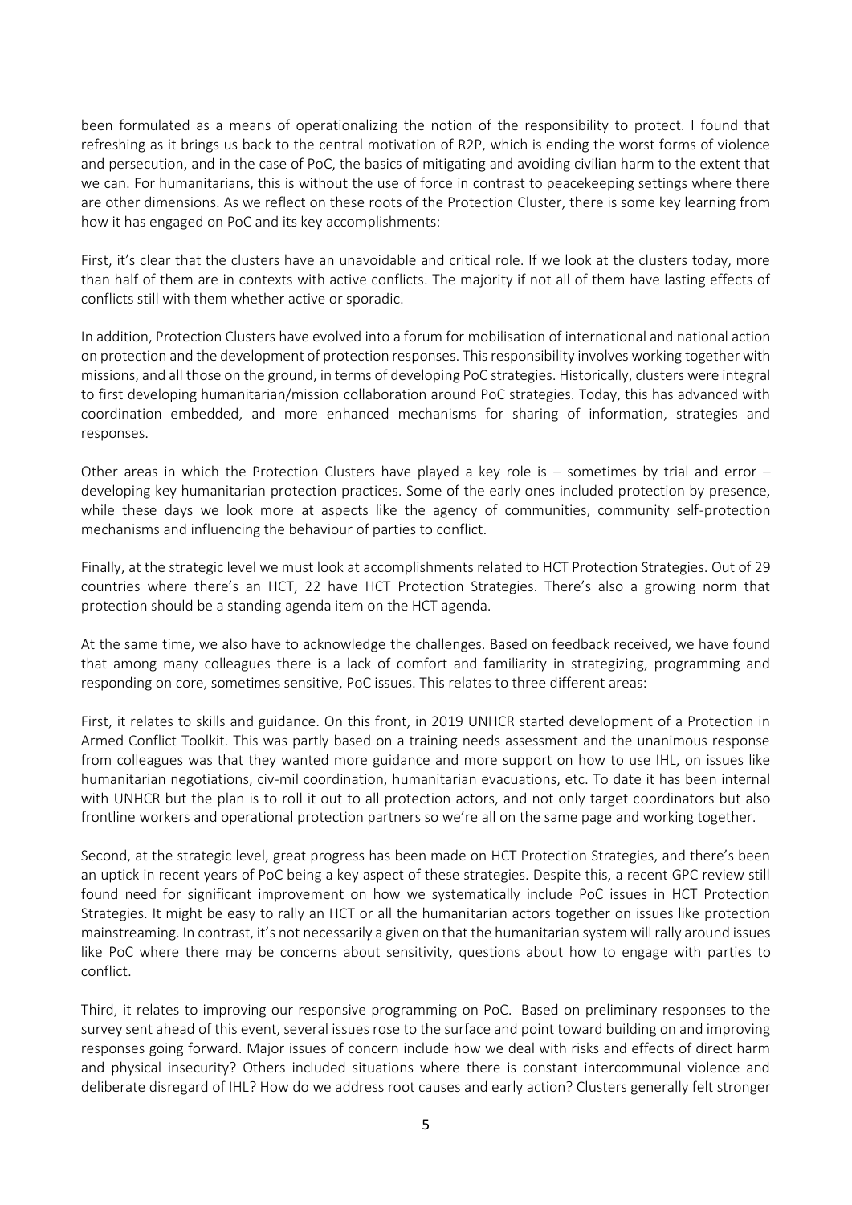been formulated as a means of operationalizing the notion of the responsibility to protect. I found that refreshing as it brings us back to the central motivation of R2P, which is ending the worst forms of violence and persecution, and in the case of PoC, the basics of mitigating and avoiding civilian harm to the extent that we can. For humanitarians, this is without the use of force in contrast to peacekeeping settings where there are other dimensions. As we reflect on these roots of the Protection Cluster, there is some key learning from how it has engaged on PoC and its key accomplishments:

First, it's clear that the clusters have an unavoidable and critical role. If we look at the clusters today, more than half of them are in contexts with active conflicts. The majority if not all of them have lasting effects of conflicts still with them whether active or sporadic.

In addition, Protection Clusters have evolved into a forum for mobilisation of international and national action on protection and the development of protection responses. This responsibility involves working together with missions, and all those on the ground, in terms of developing PoC strategies. Historically, clusters were integral to first developing humanitarian/mission collaboration around PoC strategies. Today, this has advanced with coordination embedded, and more enhanced mechanisms for sharing of information, strategies and responses.

Other areas in which the Protection Clusters have played a key role is – sometimes by trial and error – developing key humanitarian protection practices. Some of the early ones included protection by presence, while these days we look more at aspects like the agency of communities, community self-protection mechanisms and influencing the behaviour of parties to conflict.

Finally, at the strategic level we must look at accomplishments related to HCT Protection Strategies. Out of 29 countries where there's an HCT, 22 have HCT Protection Strategies. There's also a growing norm that protection should be a standing agenda item on the HCT agenda.

At the same time, we also have to acknowledge the challenges. Based on feedback received, we have found that among many colleagues there is a lack of comfort and familiarity in strategizing, programming and responding on core, sometimes sensitive, PoC issues. This relates to three different areas:

First, it relates to skills and guidance. On this front, in 2019 UNHCR started development of a Protection in Armed Conflict Toolkit. This was partly based on a training needs assessment and the unanimous response from colleagues was that they wanted more guidance and more support on how to use IHL, on issues like humanitarian negotiations, civ-mil coordination, humanitarian evacuations, etc. To date it has been internal with UNHCR but the plan is to roll it out to all protection actors, and not only target coordinators but also frontline workers and operational protection partners so we're all on the same page and working together.

Second, at the strategic level, great progress has been made on HCT Protection Strategies, and there's been an uptick in recent years of PoC being a key aspect of these strategies. Despite this, a recent GPC review still found need for significant improvement on how we systematically include PoC issues in HCT Protection Strategies. It might be easy to rally an HCT or all the humanitarian actors together on issues like protection mainstreaming. In contrast, it's not necessarily a given on that the humanitarian system will rally around issues like PoC where there may be concerns about sensitivity, questions about how to engage with parties to conflict.

Third, it relates to improving our responsive programming on PoC. Based on preliminary responses to the survey sent ahead of this event, several issues rose to the surface and point toward building on and improving responses going forward. Major issues of concern include how we deal with risks and effects of direct harm and physical insecurity? Others included situations where there is constant intercommunal violence and deliberate disregard of IHL? How do we address root causes and early action? Clusters generally felt stronger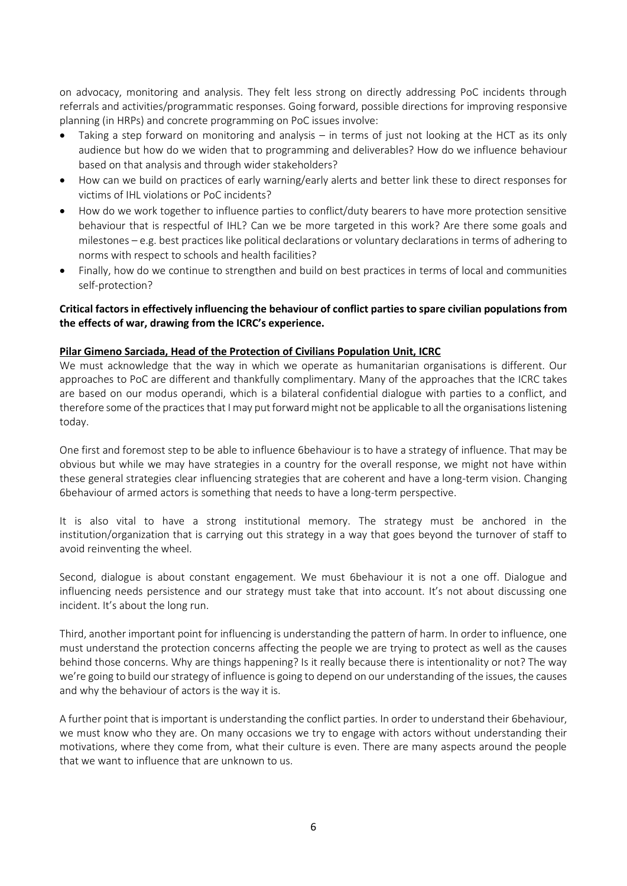on advocacy, monitoring and analysis. They felt less strong on directly addressing PoC incidents through referrals and activities/programmatic responses. Going forward, possible directions for improving responsive planning (in HRPs) and concrete programming on PoC issues involve:

- Taking a step forward on monitoring and analysis – in terms of just not looking at the HCT as its only audience but how do we widen that to programming and deliverables? How do we influence behaviour based on that analysis and through wider stakeholders?
- How can we build on practices of early warning/early alerts and better link these to direct responses for victims of IHL violations or PoC incidents?
- How do we work together to influence parties to conflict/duty bearers to have more protection sensitive behaviour that is respectful of IHL? Can we be more targeted in this work? Are there some goals and milestones – e.g. best practices like political declarations or voluntary declarations in terms of adhering to norms with respect to schools and health facilities?
- Finally, how do we continue to strengthen and build on best practices in terms of local and communities self-protection?

**Critical factors in effectively influencing the behaviour of conflict parties to spare civilian populations from the effects of war, drawing from the ICRC's experience.**

**Pilar Gimeno Sarciada, Head of the Protection of Civilians Population Unit, ICRC**

We must acknowledge that the way in which we operate as humanitarian organisations is different. Our approaches to PoC are different and thankfully complimentary. Many of the approaches that the ICRC takes are based on our modus operandi, which is a bilateral confidential dialogue with parties to a conflict, and therefore some of the practices that I may put forward might not be applicable to all the organisations listening today.

One first and foremost step to be able to influence 6behaviour is to have a strategy of influence. That may be obvious but while we may have strategies in a country for the overall response, we might not have within these general strategies clear influencing strategies that are coherent and have a long-term vision. Changing 6behaviour of armed actors is something that needs to have a long-term perspective.

It is also vital to have a strong institutional memory. The strategy must be anchored in the institution/organization that is carrying out this strategy in a way that goes beyond the turnover of staff to avoid reinventing the wheel.

Second, dialogue is about constant engagement. We must 6behaviour it is not a one off. Dialogue and influencing needs persistence and our strategy must take that into account. It's not about discussing one incident. It's about the long run.

Third, another important point for influencing is understanding the pattern of harm. In order to influence, one must understand the protection concerns affecting the people we are trying to protect as well as the causes behind those concerns. Why are things happening? Is it really because there is intentionality or not? The way we're going to build our strategy of influence is going to depend on our understanding of the issues, the causes and why the behaviour of actors is the way it is.

A further point that is important is understanding the conflict parties. In order to understand their 6behaviour, we must know who they are. On many occasions we try to engage with actors without understanding their motivations, where they come from, what their culture is even. There are many aspects around the people that we want to influence that are unknown to us.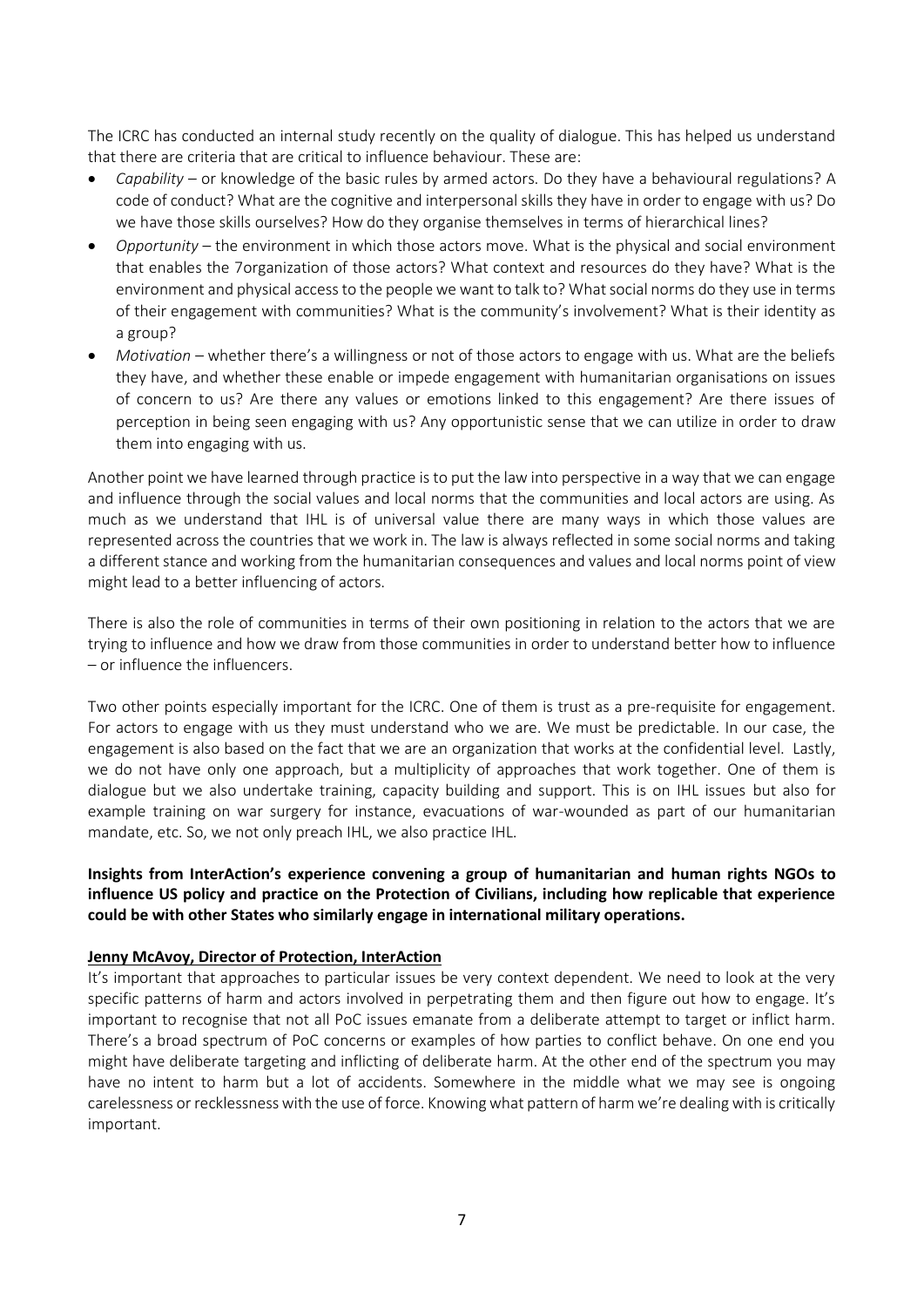The ICRC has conducted an internal study recently on the quality of dialogue. This has helped us understand that there are criteria that are critical to influence behaviour. These are:

- *Capability* – or knowledge of the basic rules by armed actors. Do they have a behavioural regulations? A code of conduct? What are the cognitive and interpersonal skills they have in order to engage with us? Do we have those skills ourselves? How do they organise themselves in terms of hierarchical lines?
- *Opportunity* – the environment in which those actors move. What is the physical and social environment that enables the 7organization of those actors? What context and resources do they have? What is the environment and physical access to the people we want to talk to? What social norms do they use in terms of their engagement with communities? What is the community's involvement? What is their identity as a group?
- *Motivation* – whether there's a willingness or not of those actors to engage with us. What are the beliefs they have, and whether these enable or impede engagement with humanitarian organisations on issues of concern to us? Are there any values or emotions linked to this engagement? Are there issues of perception in being seen engaging with us? Any opportunistic sense that we can utilize in order to draw them into engaging with us.

Another point we have learned through practice is to put the law into perspective in a way that we can engage and influence through the social values and local norms that the communities and local actors are using. As much as we understand that IHL is of universal value there are many ways in which those values are represented across the countries that we work in. The law is always reflected in some social norms and taking a different stance and working from the humanitarian consequences and values and local norms point of view might lead to a better influencing of actors.

There is also the role of communities in terms of their own positioning in relation to the actors that we are trying to influence and how we draw from those communities in order to understand better how to influence – or influence the influencers.

Two other points especially important for the ICRC. One of them is trust as a pre-requisite for engagement. For actors to engage with us they must understand who we are. We must be predictable. In our case, the engagement is also based on the fact that we are an organization that works at the confidential level. Lastly, we do not have only one approach, but a multiplicity of approaches that work together. One of them is dialogue but we also undertake training, capacity building and support. This is on IHL issues but also for example training on war surgery for instance, evacuations of war-wounded as part of our humanitarian mandate, etc. So, we not only preach IHL, we also practice IHL.

**Insights from InterAction's experience convening a group of humanitarian and human rights NGOs to influence US policy and practice on the Protection of Civilians, including how replicable that experience could be with other States who similarly engage in international military operations.**

**Jenny McAvoy, Director of Protection, InterAction**

It's important that approaches to particular issues be very context dependent. We need to look at the very specific patterns of harm and actors involved in perpetrating them and then figure out how to engage. It's important to recognise that not all PoC issues emanate from a deliberate attempt to target or inflict harm. There's a broad spectrum of PoC concerns or examples of how parties to conflict behave. On one end you might have deliberate targeting and inflicting of deliberate harm. At the other end of the spectrum you may have no intent to harm but a lot of accidents. Somewhere in the middle what we may see is ongoing carelessness or recklessness with the use of force. Knowing what pattern of harm we're dealing with is critically important.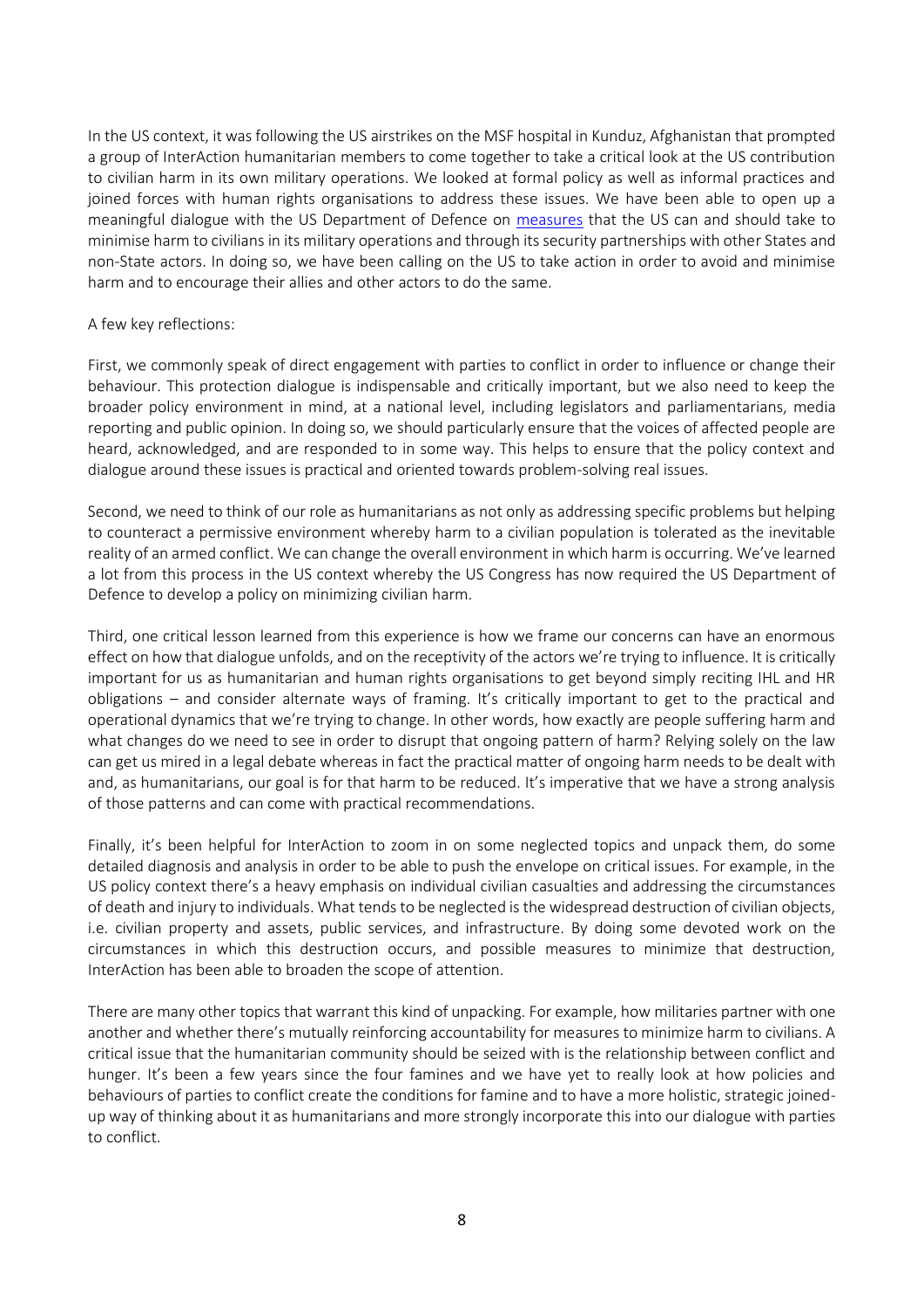In the US context, it was following the US airstrikes on the MSF hospital in Kunduz, Afghanistan that prompted a group of InterAction humanitarian members to come together to take a critical look at the US contribution to civilian harm in its own military operations. We looked at formal policy as well as informal practices and joined forces with human rights organisations to address these issues. We have been able to open up a meaningful dialogue with the US Department of Defence on measures that the US can and should take to minimise harm to civilians in its military operations and through its security partnerships with other States and non-State actors. In doing so, we have been calling on the US to take action in order to avoid and minimise harm and to encourage their allies and other actors to do the same.

A few key reflections:

First, we commonly speak of direct engagement with parties to conflict in order to influence or change their behaviour. This protection dialogue is indispensable and critically important, but we also need to keep the broader policy environment in mind, at a national level, including legislators and parliamentarians, media reporting and public opinion. In doing so, we should particularly ensure that the voices of affected people are heard, acknowledged, and are responded to in some way. This helps to ensure that the policy context and dialogue around these issues is practical and oriented towards problem-solving real issues.

Second, we need to think of our role as humanitarians as not only as addressing specific problems but helping to counteract a permissive environment whereby harm to a civilian population is tolerated as the inevitable reality of an armed conflict. We can change the overall environment in which harm is occurring. We've learned a lot from this process in the US context whereby the US Congress has now required the US Department of Defence to develop a policy on minimizing civilian harm.

Third, one critical lesson learned from this experience is how we frame our concerns can have an enormous effect on how that dialogue unfolds, and on the receptivity of the actors we're trying to influence. It is critically important for us as humanitarian and human rights organisations to get beyond simply reciting IHL and HR obligations – and consider alternate ways of framing. It's critically important to get to the practical and operational dynamics that we're trying to change. In other words, how exactly are people suffering harm and what changes do we need to see in order to disrupt that ongoing pattern of harm? Relying solely on the law can get us mired in a legal debate whereas in fact the practical matter of ongoing harm needs to be dealt with and, as humanitarians, our goal is for that harm to be reduced. It's imperative that we have a strong analysis of those patterns and can come with practical recommendations.

Finally, it's been helpful for InterAction to zoom in on some neglected topics and unpack them, do some detailed diagnosis and analysis in order to be able to push the envelope on critical issues. For example, in the US policy context there's a heavy emphasis on individual civilian casualties and addressing the circumstances of death and injury to individuals. What tends to be neglected is the widespread destruction of civilian objects, i.e. civilian property and assets, public services, and infrastructure. By doing some devoted work on the circumstances in which this destruction occurs, and possible measures to minimize that destruction, InterAction has been able to broaden the scope of attention.

There are many other topics that warrant this kind of unpacking. For example, how militaries partner with one another and whether there's mutually reinforcing accountability for measures to minimize harm to civilians. A critical issue that the humanitarian community should be seized with is the relationship between conflict and hunger. It's been a few years since the four famines and we have yet to really look at how policies and behaviours of parties to conflict create the conditions for famine and to have a more holistic, strategic joined-up way of thinking about it as humanitarians and more strongly incorporate this into our dialogue with parties to conflict.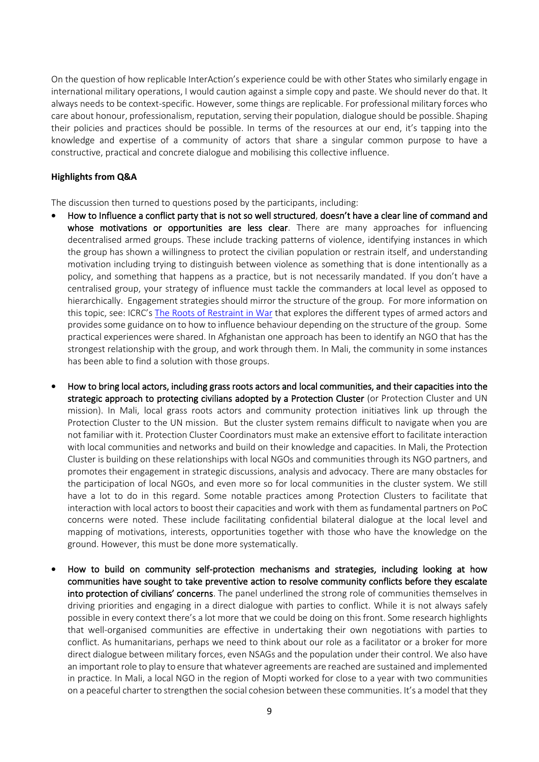On the question of how replicable InterAction's experience could be with other States who similarly engage in international military operations, I would caution against a simple copy and paste. We should never do that. It always needs to be context-specific. However, some things are replicable. For professional military forces who care about honour, professionalism, reputation, serving their population, dialogue should be possible. Shaping their policies and practices should be possible. In terms of the resources at our end, it's tapping into the knowledge and expertise of a community of actors that share a singular common purpose to have a constructive, practical and concrete dialogue and mobilising this collective influence.

**Highlights from Q&A**

The discussion then turned to questions posed by the participants, including:

- **How to Influence a conflict party that is not so well structured, doesn't have a clear line of command and whose motivations or opportunities are less clear**. There are many approaches for influencing decentralised armed groups. These include tracking patterns of violence, identifying instances in which the group has shown a willingness to protect the civilian population or restrain itself, and understanding motivation including trying to distinguish between violence as something that is done intentionally as a policy, and something that happens as a practice, but is not necessarily mandated. If you don't have a centralised group, your strategy of influence must tackle the commanders at local level as opposed to hierarchically. Engagement strategies should mirror the structure of the group. For more information on this topic, see: ICRC's The Roots of Restraint in War that explores the different types of armed actors and provides some guidance on to how to influence behaviour depending on the structure of the group. Some practical experiences were shared. In Afghanistan one approach has been to identify an NGO that has the strongest relationship with the group, and work through them. In Mali, the community in some instances has been able to find a solution with those groups.

- **How to bring local actors, including grass roots actors and local communities, and their capacities into the strategic approach to protecting civilians adopted by a Protection Cluster** (or Protection Cluster and UN mission). In Mali, local grass roots actors and community protection initiatives link up through the Protection Cluster to the UN mission. But the cluster system remains difficult to navigate when you are not familiar with it. Protection Cluster Coordinators must make an extensive effort to facilitate interaction with local communities and networks and build on their knowledge and capacities. In Mali, the Protection Cluster is building on these relationships with local NGOs and communities through its NGO partners, and promotes their engagement in strategic discussions, analysis and advocacy. There are many obstacles for the participation of local NGOs, and even more so for local communities in the cluster system. We still have a lot to do in this regard. Some notable practices among Protection Clusters to facilitate that interaction with local actors to boost their capacities and work with them as fundamental partners on PoC concerns were noted. These include facilitating confidential bilateral dialogue at the local level and mapping of motivations, interests, opportunities together with those who have the knowledge on the ground. However, this must be done more systematically.

- **How to build on community self-protection mechanisms and strategies, including looking at how communities have sought to take preventive action to resolve community conflicts before they escalate into protection of civilians' concerns**. The panel underlined the strong role of communities themselves in driving priorities and engaging in a direct dialogue with parties to conflict. While it is not always safely possible in every context there's a lot more that we could be doing on this front. Some research highlights that well-organised communities are effective in undertaking their own negotiations with parties to conflict. As humanitarians, perhaps we need to think about our role as a facilitator or a broker for more direct dialogue between military forces, even NSAGs and the population under their control. We also have an important role to play to ensure that whatever agreements are reached are sustained and implemented in practice. In Mali, a local NGO in the region of Mopti worked for close to a year with two communities on a peaceful charter to strengthen the social cohesion between these communities. It's a model that they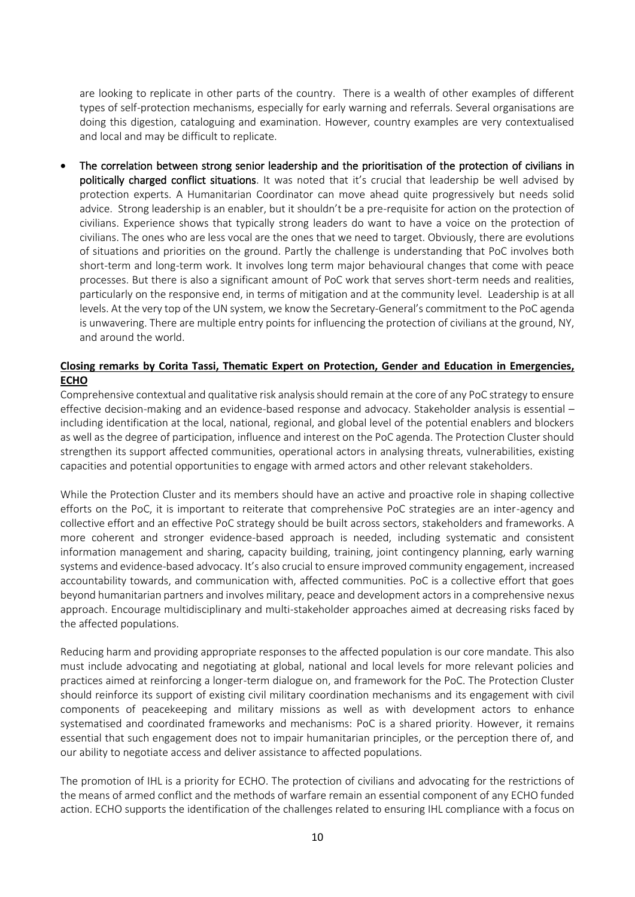are looking to replicate in other parts of the country. There is a wealth of other examples of different types of self-protection mechanisms, especially for early warning and referrals. Several organisations are doing this digestion, cataloguing and examination. However, country examples are very contextualised and local and may be difficult to replicate.

- **The correlation between strong senior leadership and the prioritisation of the protection of civilians in politically charged conflict situations**. It was noted that it's crucial that leadership be well advised by protection experts. A Humanitarian Coordinator can move ahead quite progressively but needs solid advice. Strong leadership is an enabler, but it shouldn't be a pre-requisite for action on the protection of civilians. Experience shows that typically strong leaders do want to have a voice on the protection of civilians. The ones who are less vocal are the ones that we need to target. Obviously, there are evolutions of situations and priorities on the ground. Partly the challenge is understanding that PoC involves both short-term and long-term work. It involves long term major behavioural changes that come with peace processes. But there is also a significant amount of PoC work that serves short-term needs and realities, particularly on the responsive end, in terms of mitigation and at the community level. Leadership is at all levels. At the very top of the UN system, we know the Secretary-General's commitment to the PoC agenda is unwavering. There are multiple entry points for influencing the protection of civilians at the ground, NY, and around the world.

**Closing remarks by Corita Tassi, Thematic Expert on Protection, Gender and Education in Emergencies, ECHO**

Comprehensive contextual and qualitative risk analysis should remain at the core of any PoC strategy to ensure effective decision-making and an evidence-based response and advocacy. Stakeholder analysis is essential – including identification at the local, national, regional, and global level of the potential enablers and blockers as well as the degree of participation, influence and interest on the PoC agenda. The Protection Cluster should strengthen its support affected communities, operational actors in analysing threats, vulnerabilities, existing capacities and potential opportunities to engage with armed actors and other relevant stakeholders.

While the Protection Cluster and its members should have an active and proactive role in shaping collective efforts on the PoC, it is important to reiterate that comprehensive PoC strategies are an inter-agency and collective effort and an effective PoC strategy should be built across sectors, stakeholders and frameworks. A more coherent and stronger evidence-based approach is needed, including systematic and consistent information management and sharing, capacity building, training, joint contingency planning, early warning systems and evidence-based advocacy. It's also crucial to ensure improved community engagement, increased accountability towards, and communication with, affected communities. PoC is a collective effort that goes beyond humanitarian partners and involves military, peace and development actors in a comprehensive nexus approach. Encourage multidisciplinary and multi-stakeholder approaches aimed at decreasing risks faced by the affected populations.

Reducing harm and providing appropriate responses to the affected population is our core mandate. This also must include advocating and negotiating at global, national and local levels for more relevant policies and practices aimed at reinforcing a longer-term dialogue on, and framework for the PoC. The Protection Cluster should reinforce its support of existing civil military coordination mechanisms and its engagement with civil components of peacekeeping and military missions as well as with development actors to enhance systematised and coordinated frameworks and mechanisms: PoC is a shared priority. However, it remains essential that such engagement does not to impair humanitarian principles, or the perception there of, and our ability to negotiate access and deliver assistance to affected populations.

The promotion of IHL is a priority for ECHO. The protection of civilians and advocating for the restrictions of the means of armed conflict and the methods of warfare remain an essential component of any ECHO funded action. ECHO supports the identification of the challenges related to ensuring IHL compliance with a focus on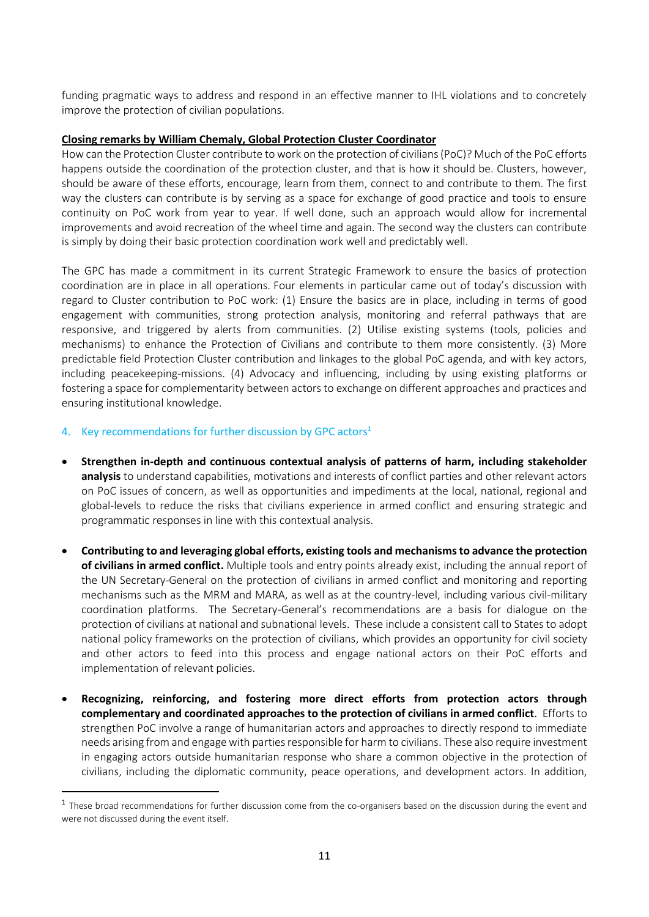funding pragmatic ways to address and respond in an effective manner to IHL violations and to concretely improve the protection of civilian populations.

**Closing remarks by William Chemaly, Global Protection Cluster Coordinator**

How can the Protection Cluster contribute to work on the protection of civilians (PoC)? Much of the PoC efforts happens outside the coordination of the protection cluster, and that is how it should be. Clusters, however, should be aware of these efforts, encourage, learn from them, connect to and contribute to them. The first way the clusters can contribute is by serving as a space for exchange of good practice and tools to ensure continuity on PoC work from year to year. If well done, such an approach would allow for incremental improvements and avoid recreation of the wheel time and again. The second way the clusters can contribute is simply by doing their basic protection coordination work well and predictably well.

The GPC has made a commitment in its current Strategic Framework to ensure the basics of protection coordination are in place in all operations. Four elements in particular came out of today's discussion with regard to Cluster contribution to PoC work: (1) Ensure the basics are in place, including in terms of good engagement with communities, strong protection analysis, monitoring and referral pathways that are responsive, and triggered by alerts from communities. (2) Utilise existing systems (tools, policies and mechanisms) to enhance the Protection of Civilians and contribute to them more consistently. (3) More predictable field Protection Cluster contribution and linkages to the global PoC agenda, and with key actors, including peacekeeping-missions. (4) Advocacy and influencing, including by using existing platforms or fostering a space for complementarity between actors to exchange on different approaches and practices and ensuring institutional knowledge.

## 4. Key recommendations for further discussion by GPC actors[1]

- **Strengthen in-depth and continuous contextual analysis of patterns of harm, including stakeholder analysis** to understand capabilities, motivations and interests of conflict parties and other relevant actors on PoC issues of concern, as well as opportunities and impediments at the local, national, regional and global-levels to reduce the risks that civilians experience in armed conflict and ensuring strategic and programmatic responses in line with this contextual analysis.

- **Contributing to and leveraging global efforts, existing tools and mechanisms to advance the protection of civilians in armed conflict.** Multiple tools and entry points already exist, including the annual report of the UN Secretary-General on the protection of civilians in armed conflict and monitoring and reporting mechanisms such as the MRM and MARA, as well as at the country-level, including various civil-military coordination platforms. The Secretary-General's recommendations are a basis for dialogue on the protection of civilians at national and subnational levels. These include a consistent call to States to adopt national policy frameworks on the protection of civilians, which provides an opportunity for civil society and other actors to feed into this process and engage national actors on their PoC efforts and implementation of relevant policies.

- **Recognizing, reinforcing, and fostering more direct efforts from protection actors through complementary and coordinated approaches to the protection of civilians in armed conflict**. Efforts to strengthen PoC involve a range of humanitarian actors and approaches to directly respond to immediate needs arising from and engage with parties responsible for harm to civilians. These also require investment in engaging actors outside humanitarian response who share a common objective in the protection of civilians, including the diplomatic community, peace operations, and development actors. In addition,

---

[1] These broad recommendations for further discussion come from the co-organisers based on the discussion during the event and were not discussed during the event itself.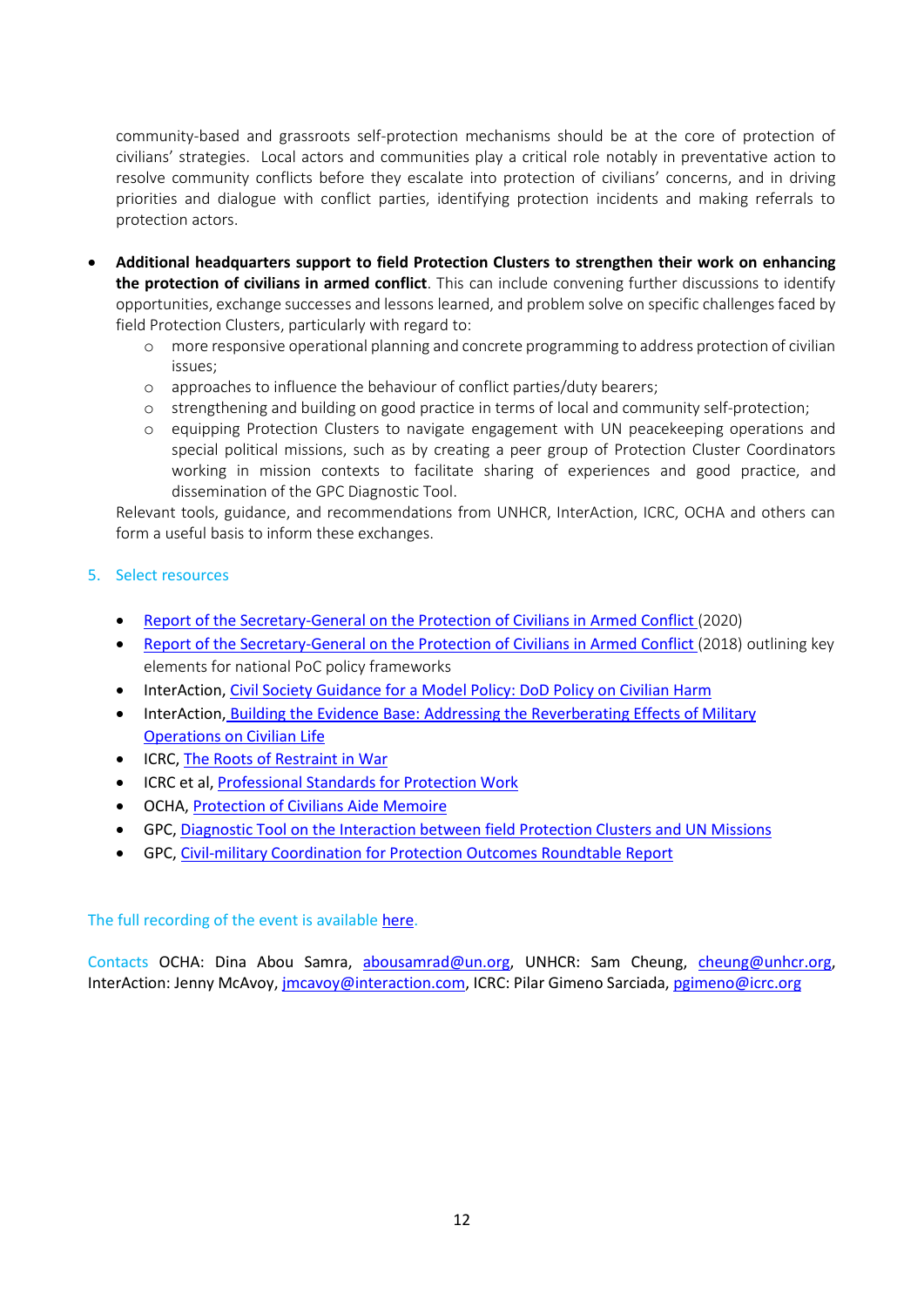community-based and grassroots self-protection mechanisms should be at the core of protection of civilians' strategies. Local actors and communities play a critical role notably in preventative action to resolve community conflicts before they escalate into protection of civilians' concerns, and in driving priorities and dialogue with conflict parties, identifying protection incidents and making referrals to protection actors.

- **Additional headquarters support to field Protection Clusters to strengthen their work on enhancing the protection of civilians in armed conflict**. This can include convening further discussions to identify opportunities, exchange successes and lessons learned, and problem solve on specific challenges faced by field Protection Clusters, particularly with regard to:
  - more responsive operational planning and concrete programming to address protection of civilian issues;
  - approaches to influence the behaviour of conflict parties/duty bearers;
  - strengthening and building on good practice in terms of local and community self-protection;
  - equipping Protection Clusters to navigate engagement with UN peacekeeping operations and special political missions, such as by creating a peer group of Protection Cluster Coordinators working in mission contexts to facilitate sharing of experiences and good practice, and dissemination of the GPC Diagnostic Tool.

  Relevant tools, guidance, and recommendations from UNHCR, InterAction, ICRC, OCHA and others can form a useful basis to inform these exchanges.

## 5. Select resources

- Report of the Secretary-General on the Protection of Civilians in Armed Conflict (2020)
- Report of the Secretary-General on the Protection of Civilians in Armed Conflict (2018) outlining key elements for national PoC policy frameworks
- InterAction, Civil Society Guidance for a Model Policy: DoD Policy on Civilian Harm
- InterAction, Building the Evidence Base: Addressing the Reverberating Effects of Military Operations on Civilian Life
- ICRC, The Roots of Restraint in War
- ICRC et al, Professional Standards for Protection Work
- OCHA, Protection of Civilians Aide Memoire
- GPC, Diagnostic Tool on the Interaction between field Protection Clusters and UN Missions
- GPC, Civil-military Coordination for Protection Outcomes Roundtable Report

The full recording of the event is available here.

Contacts OCHA: Dina Abou Samra, abousamrad@un.org, UNHCR: Sam Cheung, cheung@unhcr.org, InterAction: Jenny McAvoy, jmcavoy@interaction.com, ICRC: Pilar Gimeno Sarciada, pgimeno@icrc.org